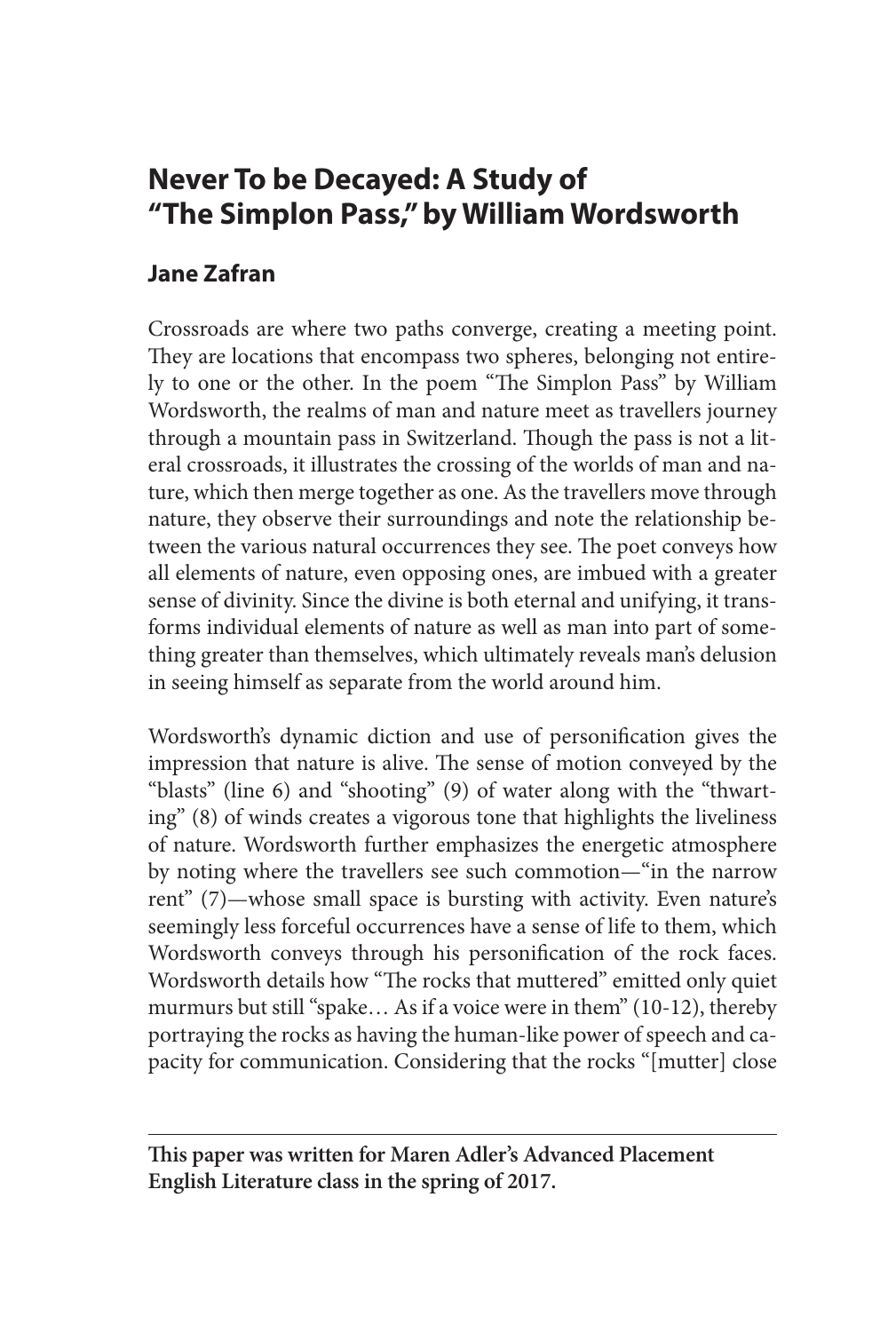# Never To be Decayed: A Study of "The Simplon Pass," by William Wordsworth

## Jane Zafran

Crossroads are where two paths converge, creating a meeting point. They are locations that encompass two spheres, belonging not entirely to one or the other. In the poem "The Simplon Pass" by William Wordsworth, the realms of man and nature meet as travellers journey through a mountain pass in Switzerland. Though the pass is not a literal crossroads, it illustrates the crossing of the worlds of man and nature, which then merge together as one. As the travellers move through nature, they observe their surroundings and note the relationship between the various natural occurrences they see. The poet conveys how all elements of nature, even opposing ones, are imbued with a greater sense of divinity. Since the divine is both eternal and unifying, it transforms individual elements of nature as well as man into part of something greater than themselves, which ultimately reveals man's delusion in seeing himself as separate from the world around him.

Wordsworth's dynamic diction and use of personification gives the impression that nature is alive. The sense of motion conveyed by the "blasts" (line 6) and "shooting" (9) of water along with the "thwarting" (8) of winds creates a vigorous tone that highlights the liveliness of nature. Wordsworth further emphasizes the energetic atmosphere by noting where the travellers see such commotion—"in the narrow rent" (7)—whose small space is bursting with activity. Even nature's seemingly less forceful occurrences have a sense of life to them, which Wordsworth conveys through his personification of the rock faces. Wordsworth details how "The rocks that muttered" emitted only quiet murmurs but still "spake… As if a voice were in them" (10-12), thereby portraying the rocks as having the human-like power of speech and capacity for communication. Considering that the rocks "[mutter] close

**This paper was written for Maren Adler's Advanced Placement English Literature class in the spring of 2017.**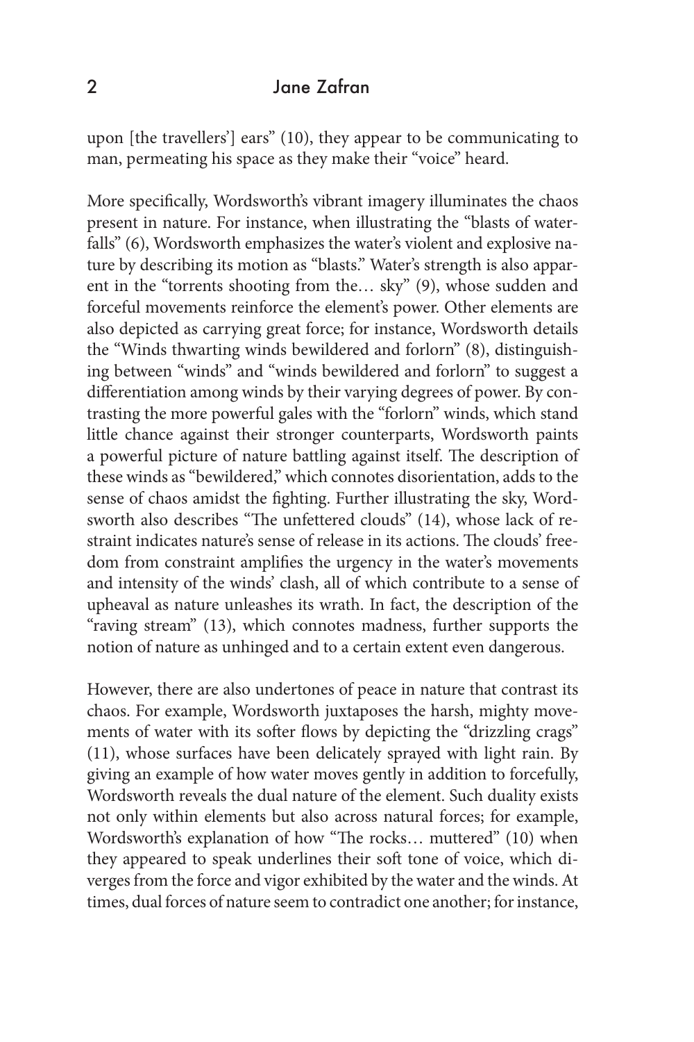upon [the travellers'] ears" (10), they appear to be communicating to man, permeating his space as they make their "voice" heard.

More specifically, Wordsworth's vibrant imagery illuminates the chaos present in nature. For instance, when illustrating the "blasts of waterfalls" (6), Wordsworth emphasizes the water's violent and explosive nature by describing its motion as "blasts." Water's strength is also apparent in the "torrents shooting from the… sky" (9), whose sudden and forceful movements reinforce the element's power. Other elements are also depicted as carrying great force; for instance, Wordsworth details the "Winds thwarting winds bewildered and forlorn" (8), distinguishing between "winds" and "winds bewildered and forlorn" to suggest a differentiation among winds by their varying degrees of power. By contrasting the more powerful gales with the "forlorn" winds, which stand little chance against their stronger counterparts, Wordsworth paints a powerful picture of nature battling against itself. The description of these winds as "bewildered," which connotes disorientation, adds to the sense of chaos amidst the fighting. Further illustrating the sky, Wordsworth also describes "The unfettered clouds" (14), whose lack of restraint indicates nature's sense of release in its actions. The clouds' freedom from constraint amplifies the urgency in the water's movements and intensity of the winds' clash, all of which contribute to a sense of upheaval as nature unleashes its wrath. In fact, the description of the "raving stream" (13), which connotes madness, further supports the notion of nature as unhinged and to a certain extent even dangerous.

However, there are also undertones of peace in nature that contrast its chaos. For example, Wordsworth juxtaposes the harsh, mighty movements of water with its softer flows by depicting the "drizzling crags" (11), whose surfaces have been delicately sprayed with light rain. By giving an example of how water moves gently in addition to forcefully, Wordsworth reveals the dual nature of the element. Such duality exists not only within elements but also across natural forces; for example, Wordsworth's explanation of how "The rocks… muttered" (10) when they appeared to speak underlines their soft tone of voice, which diverges from the force and vigor exhibited by the water and the winds. At times, dual forces of nature seem to contradict one another; for instance,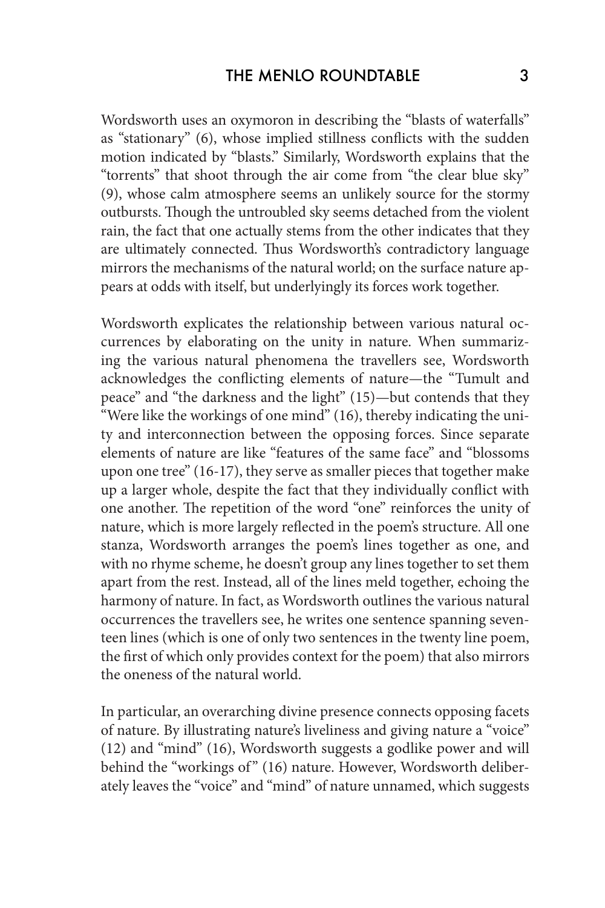Wordsworth uses an oxymoron in describing the "blasts of waterfalls" as "stationary" (6), whose implied stillness conflicts with the sudden motion indicated by "blasts." Similarly, Wordsworth explains that the "torrents" that shoot through the air come from "the clear blue sky" (9), whose calm atmosphere seems an unlikely source for the stormy outbursts. Though the untroubled sky seems detached from the violent rain, the fact that one actually stems from the other indicates that they are ultimately connected. Thus Wordsworth's contradictory language mirrors the mechanisms of the natural world; on the surface nature appears at odds with itself, but underlyingly its forces work together.

Wordsworth explicates the relationship between various natural occurrences by elaborating on the unity in nature. When summarizing the various natural phenomena the travellers see, Wordsworth acknowledges the conflicting elements of nature—the "Tumult and peace" and "the darkness and the light" (15)—but contends that they "Were like the workings of one mind" (16), thereby indicating the unity and interconnection between the opposing forces. Since separate elements of nature are like "features of the same face" and "blossoms upon one tree" (16-17), they serve as smaller pieces that together make up a larger whole, despite the fact that they individually conflict with one another. The repetition of the word "one" reinforces the unity of nature, which is more largely reflected in the poem's structure. All one stanza, Wordsworth arranges the poem's lines together as one, and with no rhyme scheme, he doesn't group any lines together to set them apart from the rest. Instead, all of the lines meld together, echoing the harmony of nature. In fact, as Wordsworth outlines the various natural occurrences the travellers see, he writes one sentence spanning seventeen lines (which is one of only two sentences in the twenty line poem, the first of which only provides context for the poem) that also mirrors the oneness of the natural world.

In particular, an overarching divine presence connects opposing facets of nature. By illustrating nature's liveliness and giving nature a "voice" (12) and "mind" (16), Wordsworth suggests a godlike power and will behind the "workings of" (16) nature. However, Wordsworth deliberately leaves the "voice" and "mind" of nature unnamed, which suggests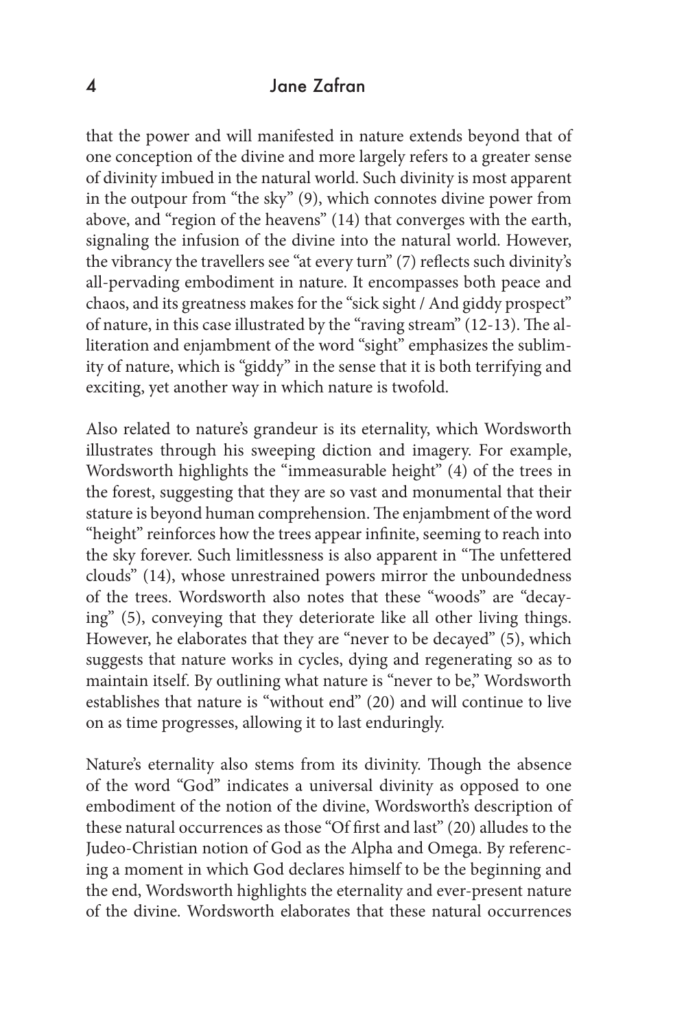that the power and will manifested in nature extends beyond that of one conception of the divine and more largely refers to a greater sense of divinity imbued in the natural world. Such divinity is most apparent in the outpour from "the sky" (9), which connotes divine power from above, and "region of the heavens" (14) that converges with the earth, signaling the infusion of the divine into the natural world. However, the vibrancy the travellers see "at every turn" (7) reflects such divinity's all-pervading embodiment in nature. It encompasses both peace and chaos, and its greatness makes for the "sick sight / And giddy prospect" of nature, in this case illustrated by the "raving stream" (12-13). The alliteration and enjambment of the word "sight" emphasizes the sublimity of nature, which is "giddy" in the sense that it is both terrifying and exciting, yet another way in which nature is twofold.

Also related to nature's grandeur is its eternality, which Wordsworth illustrates through his sweeping diction and imagery. For example, Wordsworth highlights the "immeasurable height" (4) of the trees in the forest, suggesting that they are so vast and monumental that their stature is beyond human comprehension. The enjambment of the word "height" reinforces how the trees appear infinite, seeming to reach into the sky forever. Such limitlessness is also apparent in "The unfettered clouds" (14), whose unrestrained powers mirror the unboundedness of the trees. Wordsworth also notes that these "woods" are "decaying" (5), conveying that they deteriorate like all other living things. However, he elaborates that they are "never to be decayed" (5), which suggests that nature works in cycles, dying and regenerating so as to maintain itself. By outlining what nature is "never to be," Wordsworth establishes that nature is "without end" (20) and will continue to live on as time progresses, allowing it to last enduringly.

Nature's eternality also stems from its divinity. Though the absence of the word "God" indicates a universal divinity as opposed to one embodiment of the notion of the divine, Wordsworth's description of these natural occurrences as those "Of first and last" (20) alludes to the Judeo-Christian notion of God as the Alpha and Omega. By referencing a moment in which God declares himself to be the beginning and the end, Wordsworth highlights the eternality and ever-present nature of the divine. Wordsworth elaborates that these natural occurrences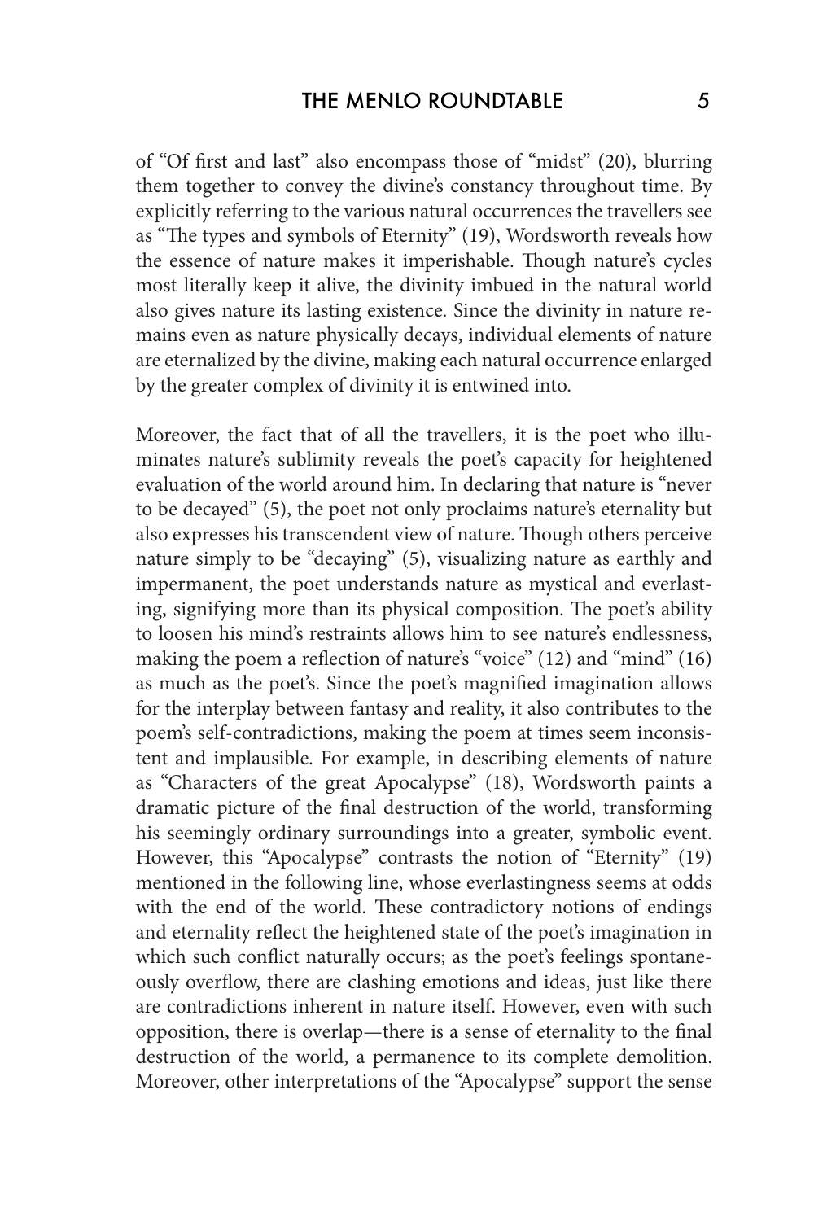of "Of first and last" also encompass those of "midst" (20), blurring them together to convey the divine's constancy throughout time. By explicitly referring to the various natural occurrences the travellers see as "The types and symbols of Eternity" (19), Wordsworth reveals how the essence of nature makes it imperishable. Though nature's cycles most literally keep it alive, the divinity imbued in the natural world also gives nature its lasting existence. Since the divinity in nature remains even as nature physically decays, individual elements of nature are eternalized by the divine, making each natural occurrence enlarged by the greater complex of divinity it is entwined into.

Moreover, the fact that of all the travellers, it is the poet who illuminates nature's sublimity reveals the poet's capacity for heightened evaluation of the world around him. In declaring that nature is "never to be decayed" (5), the poet not only proclaims nature's eternality but also expresses his transcendent view of nature. Though others perceive nature simply to be "decaying" (5), visualizing nature as earthly and impermanent, the poet understands nature as mystical and everlasting, signifying more than its physical composition. The poet's ability to loosen his mind's restraints allows him to see nature's endlessness, making the poem a reflection of nature's "voice" (12) and "mind" (16) as much as the poet's. Since the poet's magnified imagination allows for the interplay between fantasy and reality, it also contributes to the poem's self-contradictions, making the poem at times seem inconsistent and implausible. For example, in describing elements of nature as "Characters of the great Apocalypse" (18), Wordsworth paints a dramatic picture of the final destruction of the world, transforming his seemingly ordinary surroundings into a greater, symbolic event. However, this "Apocalypse" contrasts the notion of "Eternity" (19) mentioned in the following line, whose everlastingness seems at odds with the end of the world. These contradictory notions of endings and eternality reflect the heightened state of the poet's imagination in which such conflict naturally occurs; as the poet's feelings spontaneously overflow, there are clashing emotions and ideas, just like there are contradictions inherent in nature itself. However, even with such opposition, there is overlap—there is a sense of eternality to the final destruction of the world, a permanence to its complete demolition. Moreover, other interpretations of the "Apocalypse" support the sense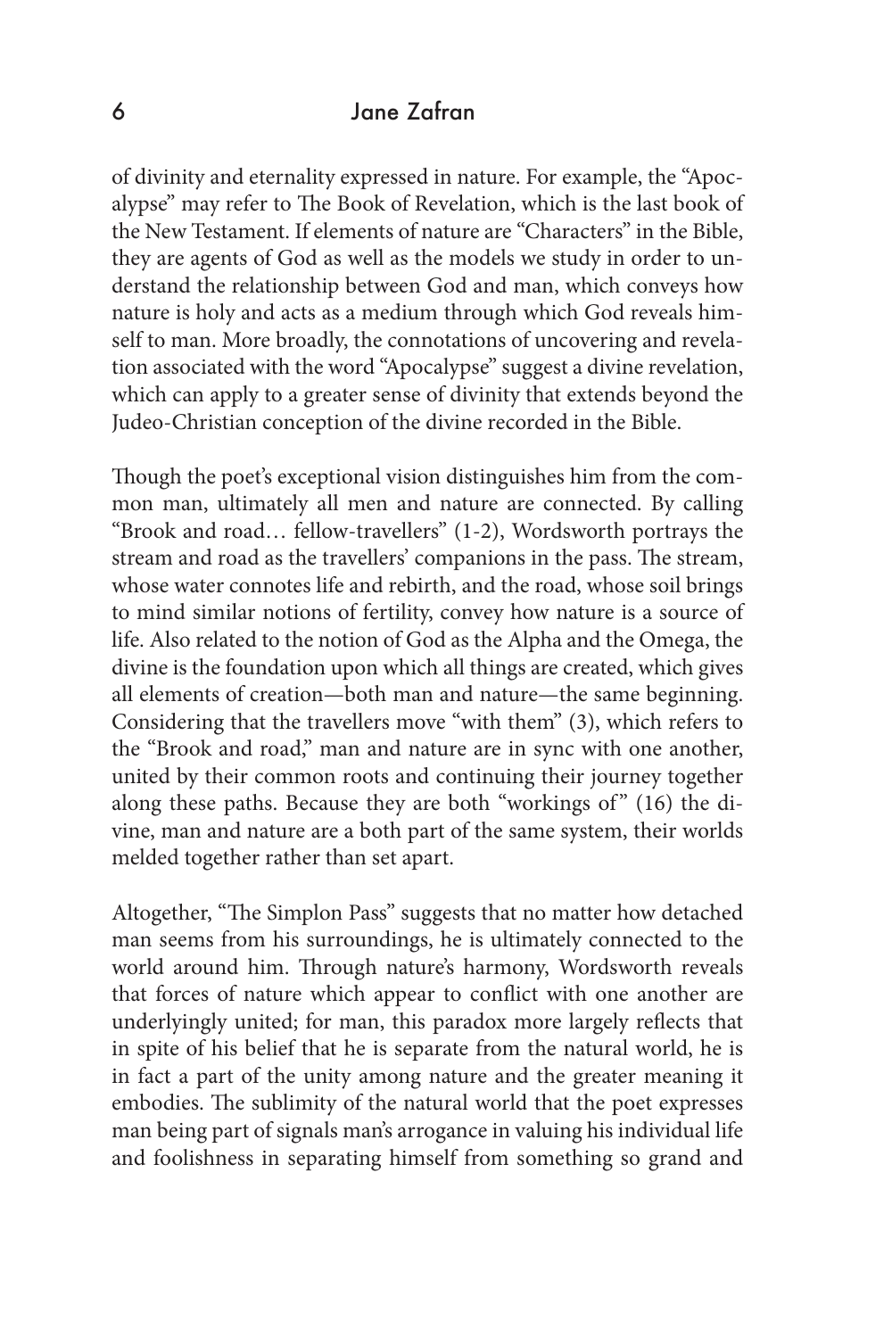of divinity and eternality expressed in nature. For example, the "Apocalypse" may refer to The Book of Revelation, which is the last book of the New Testament. If elements of nature are "Characters" in the Bible, they are agents of God as well as the models we study in order to understand the relationship between God and man, which conveys how nature is holy and acts as a medium through which God reveals himself to man. More broadly, the connotations of uncovering and revelation associated with the word "Apocalypse" suggest a divine revelation, which can apply to a greater sense of divinity that extends beyond the Judeo-Christian conception of the divine recorded in the Bible.

Though the poet's exceptional vision distinguishes him from the common man, ultimately all men and nature are connected. By calling "Brook and road… fellow-travellers" (1-2), Wordsworth portrays the stream and road as the travellers' companions in the pass. The stream, whose water connotes life and rebirth, and the road, whose soil brings to mind similar notions of fertility, convey how nature is a source of life. Also related to the notion of God as the Alpha and the Omega, the divine is the foundation upon which all things are created, which gives all elements of creation—both man and nature—the same beginning. Considering that the travellers move "with them" (3), which refers to the "Brook and road," man and nature are in sync with one another, united by their common roots and continuing their journey together along these paths. Because they are both "workings of" (16) the divine, man and nature are a both part of the same system, their worlds melded together rather than set apart.

Altogether, "The Simplon Pass" suggests that no matter how detached man seems from his surroundings, he is ultimately connected to the world around him. Through nature's harmony, Wordsworth reveals that forces of nature which appear to conflict with one another are underlyingly united; for man, this paradox more largely reflects that in spite of his belief that he is separate from the natural world, he is in fact a part of the unity among nature and the greater meaning it embodies. The sublimity of the natural world that the poet expresses man being part of signals man's arrogance in valuing his individual life and foolishness in separating himself from something so grand and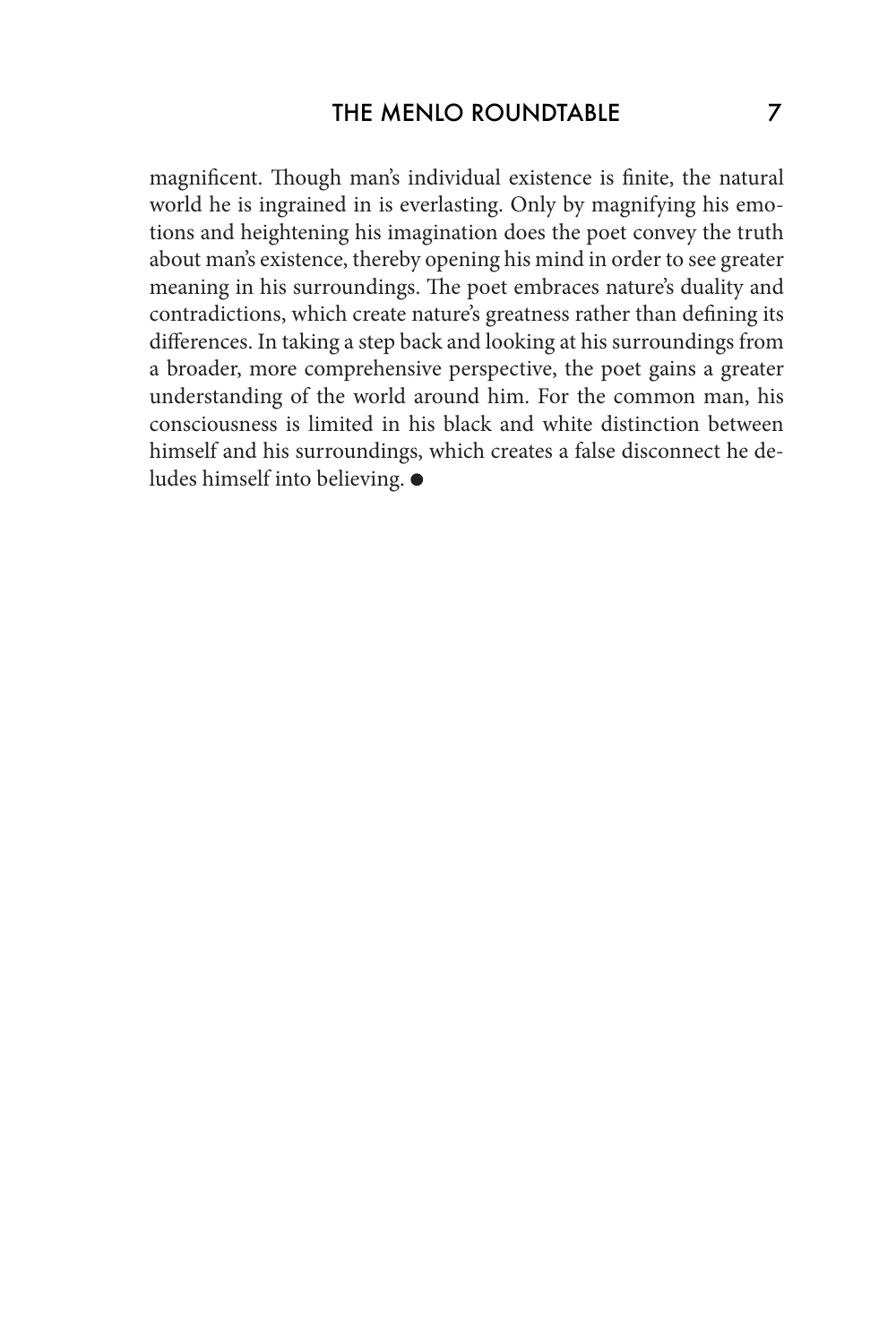magnificent. Though man's individual existence is finite, the natural world he is ingrained in is everlasting. Only by magnifying his emotions and heightening his imagination does the poet convey the truth about man's existence, thereby opening his mind in order to see greater meaning in his surroundings. The poet embraces nature's duality and contradictions, which create nature's greatness rather than defining its differences. In taking a step back and looking at his surroundings from a broader, more comprehensive perspective, the poet gains a greater understanding of the world around him. For the common man, his consciousness is limited in his black and white distinction between himself and his surroundings, which creates a false disconnect he deludes himself into believing. ●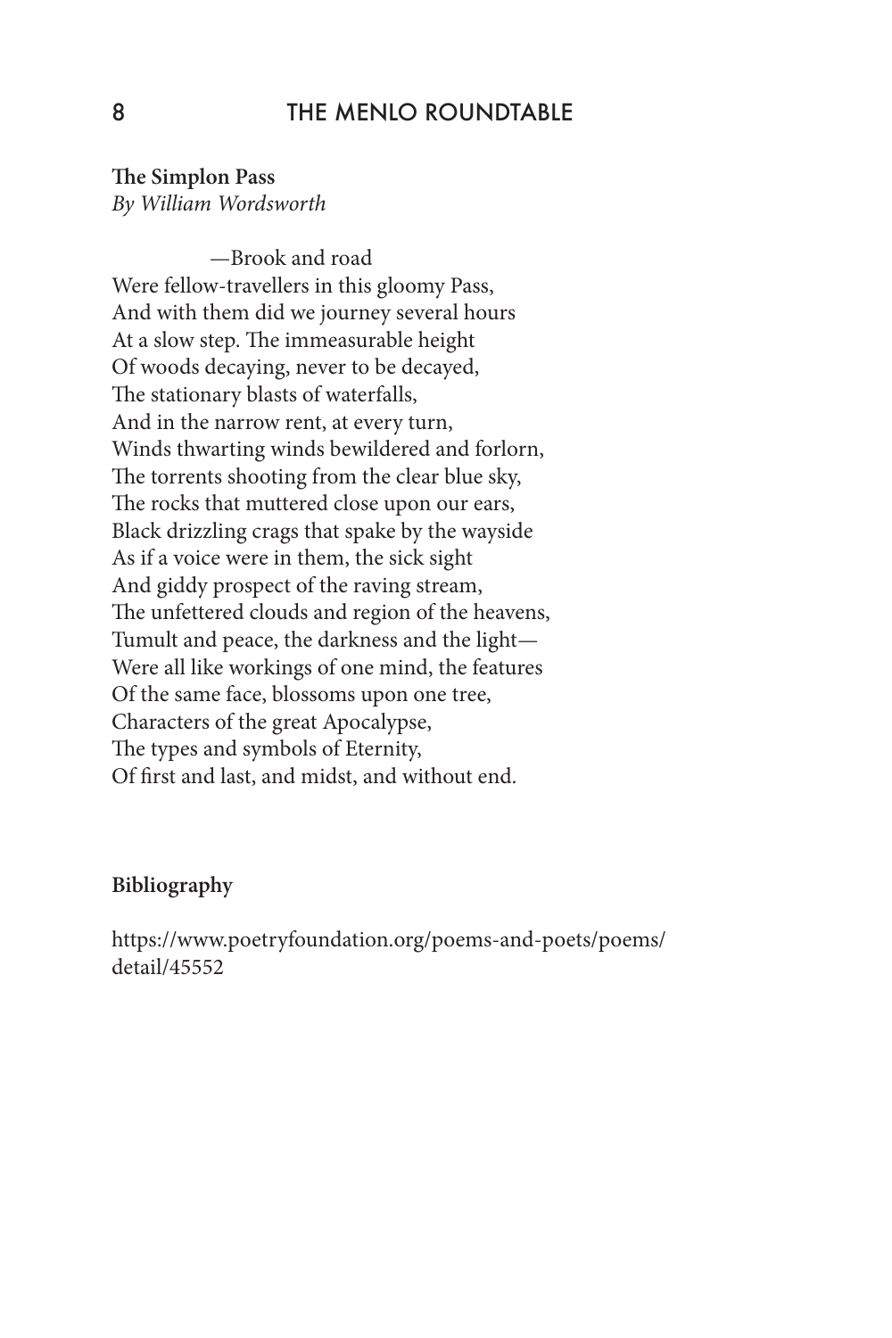**The Simplon Pass**
*By William Wordsworth*

—Brook and road
Were fellow-travellers in this gloomy Pass,
And with them did we journey several hours
At a slow step. The immeasurable height
Of woods decaying, never to be decayed,
The stationary blasts of waterfalls,
And in the narrow rent, at every turn,
Winds thwarting winds bewildered and forlorn,
The torrents shooting from the clear blue sky,
The rocks that muttered close upon our ears,
Black drizzling crags that spake by the wayside
As if a voice were in them, the sick sight
And giddy prospect of the raving stream,
The unfettered clouds and region of the heavens,
Tumult and peace, the darkness and the light—
Were all like workings of one mind, the features
Of the same face, blossoms upon one tree,
Characters of the great Apocalypse,
The types and symbols of Eternity,
Of first and last, and midst, and without end.

**Bibliography**

https://www.poetryfoundation.org/poems-and-poets/poems/detail/45552